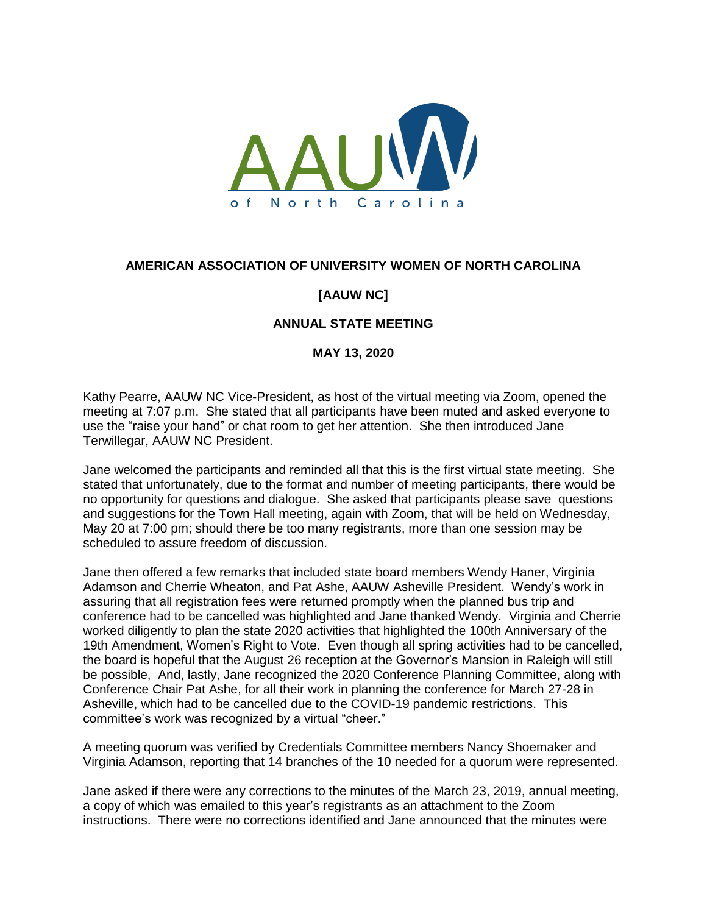# AMERICAN ASSOCIATION OF UNIVERSITY WOMEN OF NORTH CAROLINA

## [AAUW NC]

## ANNUAL STATE MEETING

### MAY 13, 2020

Kathy Pearre, AAUW NC Vice-President, as host of the virtual meeting via Zoom, opened the meeting at 7:07 p.m. She stated that all participants have been muted and asked everyone to use the "raise your hand" or chat room to get her attention. She then introduced Jane Terwillegar, AAUW NC President.

Jane welcomed the participants and reminded all that this is the first virtual state meeting. She stated that unfortunately, due to the format and number of meeting participants, there would be no opportunity for questions and dialogue. She asked that participants please save questions and suggestions for the Town Hall meeting, again with Zoom, that will be held on Wednesday, May 20 at 7:00 pm; should there be too many registrants, more than one session may be scheduled to assure freedom of discussion.

Jane then offered a few remarks that included state board members Wendy Haner, Virginia Adamson and Cherrie Wheaton, and Pat Ashe, AAUW Asheville President. Wendy's work in assuring that all registration fees were returned promptly when the planned bus trip and conference had to be cancelled was highlighted and Jane thanked Wendy. Virginia and Cherrie worked diligently to plan the state 2020 activities that highlighted the 100th Anniversary of the 19th Amendment, Women's Right to Vote. Even though all spring activities had to be cancelled, the board is hopeful that the August 26 reception at the Governor's Mansion in Raleigh will still be possible, And, lastly, Jane recognized the 2020 Conference Planning Committee, along with Conference Chair Pat Ashe, for all their work in planning the conference for March 27-28 in Asheville, which had to be cancelled due to the COVID-19 pandemic restrictions. This committee's work was recognized by a virtual "cheer."

A meeting quorum was verified by Credentials Committee members Nancy Shoemaker and Virginia Adamson, reporting that 14 branches of the 10 needed for a quorum were represented.

Jane asked if there were any corrections to the minutes of the March 23, 2019, annual meeting, a copy of which was emailed to this year's registrants as an attachment to the Zoom instructions. There were no corrections identified and Jane announced that the minutes were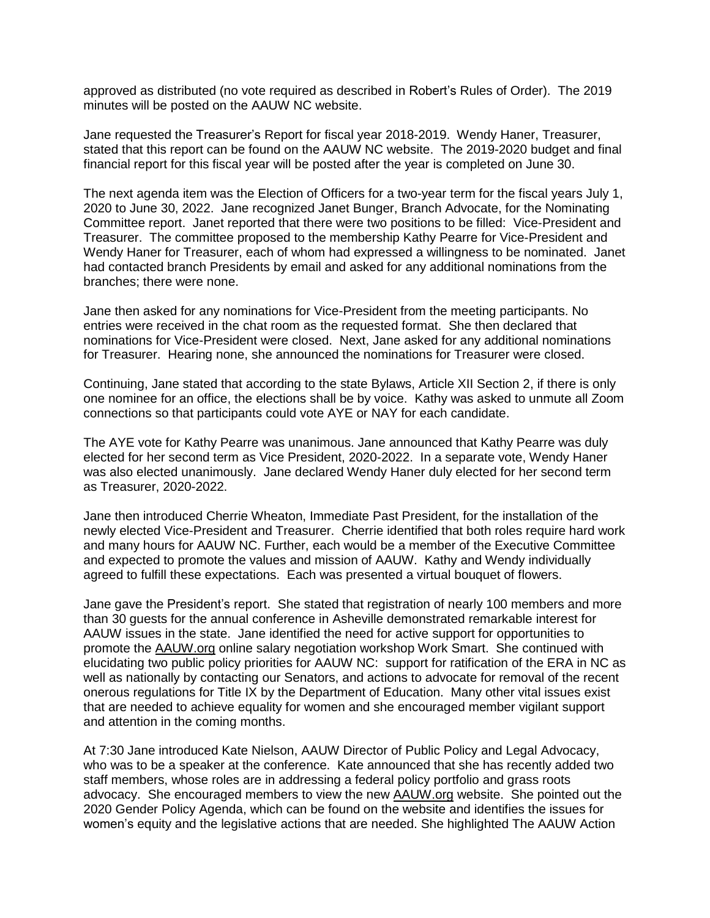approved as distributed (no vote required as described in Robert's Rules of Order). The 2019 minutes will be posted on the AAUW NC website.

Jane requested the Treasurer's Report for fiscal year 2018-2019. Wendy Haner, Treasurer, stated that this report can be found on the AAUW NC website. The 2019-2020 budget and final financial report for this fiscal year will be posted after the year is completed on June 30.

The next agenda item was the Election of Officers for a two-year term for the fiscal years July 1, 2020 to June 30, 2022. Jane recognized Janet Bunger, Branch Advocate, for the Nominating Committee report. Janet reported that there were two positions to be filled: Vice-President and Treasurer. The committee proposed to the membership Kathy Pearre for Vice-President and Wendy Haner for Treasurer, each of whom had expressed a willingness to be nominated. Janet had contacted branch Presidents by email and asked for any additional nominations from the branches; there were none.

Jane then asked for any nominations for Vice-President from the meeting participants. No entries were received in the chat room as the requested format. She then declared that nominations for Vice-President were closed. Next, Jane asked for any additional nominations for Treasurer. Hearing none, she announced the nominations for Treasurer were closed.

Continuing, Jane stated that according to the state Bylaws, Article XII Section 2, if there is only one nominee for an office, the elections shall be by voice. Kathy was asked to unmute all Zoom connections so that participants could vote AYE or NAY for each candidate.

The AYE vote for Kathy Pearre was unanimous. Jane announced that Kathy Pearre was duly elected for her second term as Vice President, 2020-2022. In a separate vote, Wendy Haner was also elected unanimously. Jane declared Wendy Haner duly elected for her second term as Treasurer, 2020-2022.

Jane then introduced Cherrie Wheaton, Immediate Past President, for the installation of the newly elected Vice-President and Treasurer. Cherrie identified that both roles require hard work and many hours for AAUW NC. Further, each would be a member of the Executive Committee and expected to promote the values and mission of AAUW. Kathy and Wendy individually agreed to fulfill these expectations. Each was presented a virtual bouquet of flowers.

Jane gave the President's report. She stated that registration of nearly 100 members and more than 30 guests for the annual conference in Asheville demonstrated remarkable interest for AAUW issues in the state. Jane identified the need for active support for opportunities to promote the AAUW.org online salary negotiation workshop Work Smart. She continued with elucidating two public policy priorities for AAUW NC: support for ratification of the ERA in NC as well as nationally by contacting our Senators, and actions to advocate for removal of the recent onerous regulations for Title IX by the Department of Education. Many other vital issues exist that are needed to achieve equality for women and she encouraged member vigilant support and attention in the coming months.

At 7:30 Jane introduced Kate Nielson, AAUW Director of Public Policy and Legal Advocacy, who was to be a speaker at the conference. Kate announced that she has recently added two staff members, whose roles are in addressing a federal policy portfolio and grass roots advocacy. She encouraged members to view the new AAUW.org website. She pointed out the 2020 Gender Policy Agenda, which can be found on the website and identifies the issues for women's equity and the legislative actions that are needed. She highlighted The AAUW Action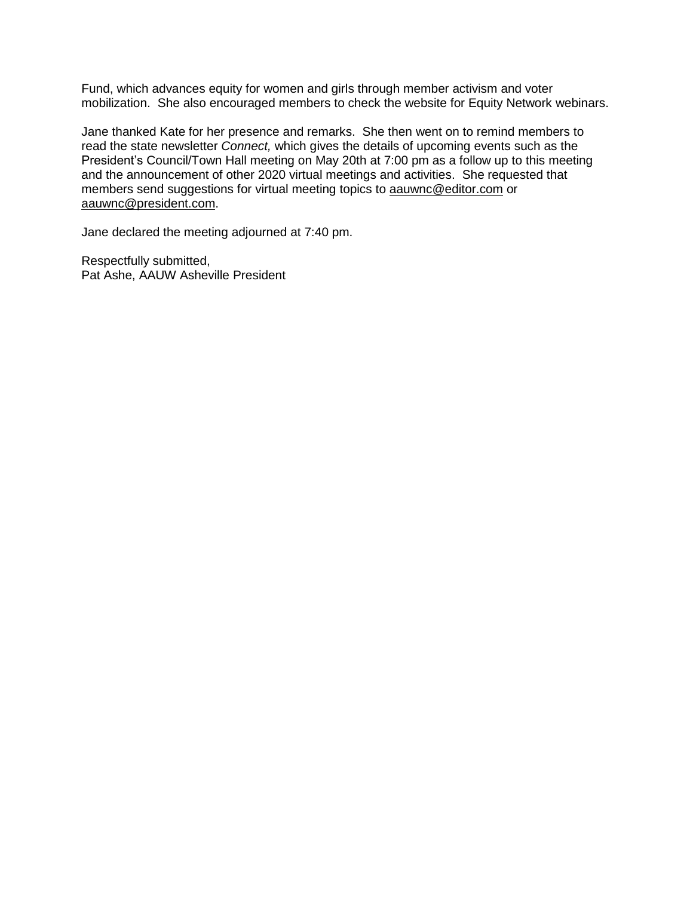Fund, which advances equity for women and girls through member activism and voter mobilization.  She also encouraged members to check the website for Equity Network webinars.

Jane thanked Kate for her presence and remarks.  She then went on to remind members to read the state newsletter *Connect,* which gives the details of upcoming events such as the President's Council/Town Hall meeting on May 20th at 7:00 pm as a follow up to this meeting and the announcement of other 2020 virtual meetings and activities.  She requested that members send suggestions for virtual meeting topics to aauwnc@editor.com or aauwnc@president.com.

Jane declared the meeting adjourned at 7:40 pm.

Respectfully submitted,
Pat Ashe, AAUW Asheville President